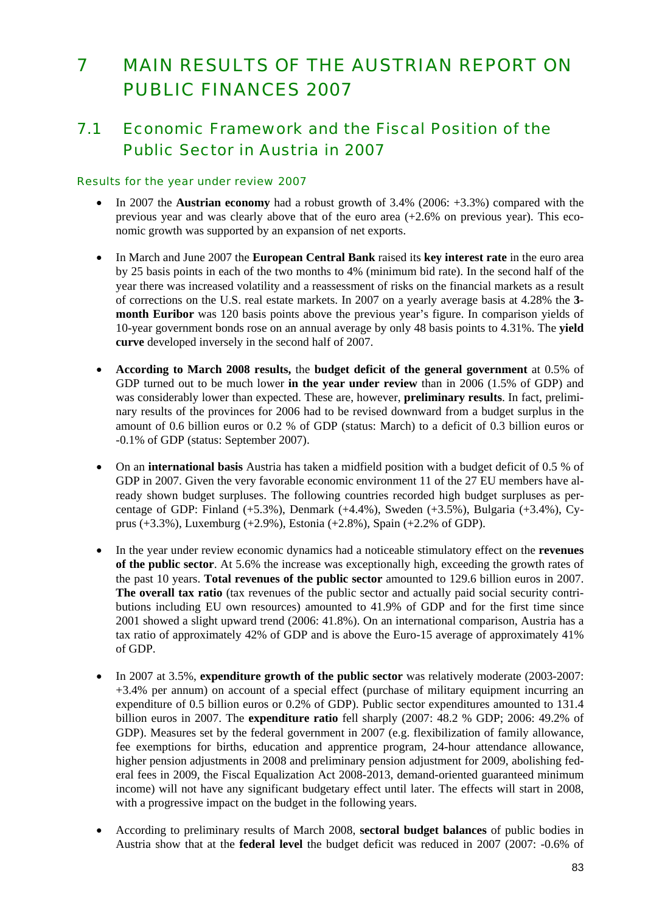# 7 MAIN RESULTS OF THE AUSTRIAN REPORT ON PUBLIC FINANCES 2007

## 7.1 Economic Framework and the Fiscal Position of the Public Sector in Austria in 2007

### Results for the year under review 2007

- In 2007 the **Austrian economy** had a robust growth of 3.4% (2006: +3.3%) compared with the previous year and was clearly above that of the euro area (+2.6% on previous year). This economic growth was supported by an expansion of net exports.

- In March and June 2007 the **European Central Bank** raised its **key interest rate** in the euro area by 25 basis points in each of the two months to 4% (minimum bid rate). In the second half of the year there was increased volatility and a reassessment of risks on the financial markets as a result of corrections on the U.S. real estate markets. In 2007 on a yearly average basis at 4.28% the **3-month Euribor** was 120 basis points above the previous year's figure. In comparison yields of 10-year government bonds rose on an annual average by only 48 basis points to 4.31%. The **yield curve** developed inversely in the second half of 2007.

- **According to March 2008 results,** the **budget deficit of the general government** at 0.5% of GDP turned out to be much lower **in the year under review** than in 2006 (1.5% of GDP) and was considerably lower than expected. These are, however, **preliminary results**. In fact, preliminary results of the provinces for 2006 had to be revised downward from a budget surplus in the amount of 0.6 billion euros or 0.2 % of GDP (status: March) to a deficit of 0.3 billion euros or -0.1% of GDP (status: September 2007).

- On an **international basis** Austria has taken a midfield position with a budget deficit of 0.5 % of GDP in 2007. Given the very favorable economic environment 11 of the 27 EU members have already shown budget surpluses. The following countries recorded high budget surpluses as percentage of GDP: Finland (+5.3%), Denmark (+4.4%), Sweden (+3.5%), Bulgaria (+3.4%), Cyprus (+3.3%), Luxemburg (+2.9%), Estonia (+2.8%), Spain (+2.2% of GDP).

- In the year under review economic dynamics had a noticeable stimulatory effect on the **revenues of the public sector**. At 5.6% the increase was exceptionally high, exceeding the growth rates of the past 10 years. **Total revenues of the public sector** amounted to 129.6 billion euros in 2007. **The overall tax ratio** (tax revenues of the public sector and actually paid social security contributions including EU own resources) amounted to 41.9% of GDP and for the first time since 2001 showed a slight upward trend (2006: 41.8%). On an international comparison, Austria has a tax ratio of approximately 42% of GDP and is above the Euro-15 average of approximately 41% of GDP.

- In 2007 at 3.5%, **expenditure growth of the public sector** was relatively moderate (2003-2007: +3.4% per annum) on account of a special effect (purchase of military equipment incurring an expenditure of 0.5 billion euros or 0.2% of GDP). Public sector expenditures amounted to 131.4 billion euros in 2007. The **expenditure ratio** fell sharply (2007: 48.2 % GDP; 2006: 49.2% of GDP). Measures set by the federal government in 2007 (e.g. flexibilization of family allowance, fee exemptions for births, education and apprentice program, 24-hour attendance allowance, higher pension adjustments in 2008 and preliminary pension adjustment for 2009, abolishing federal fees in 2009, the Fiscal Equalization Act 2008-2013, demand-oriented guaranteed minimum income) will not have any significant budgetary effect until later. The effects will start in 2008, with a progressive impact on the budget in the following years.

- According to preliminary results of March 2008, **sectoral budget balances** of public bodies in Austria show that at the **federal level** the budget deficit was reduced in 2007 (2007: -0.6% of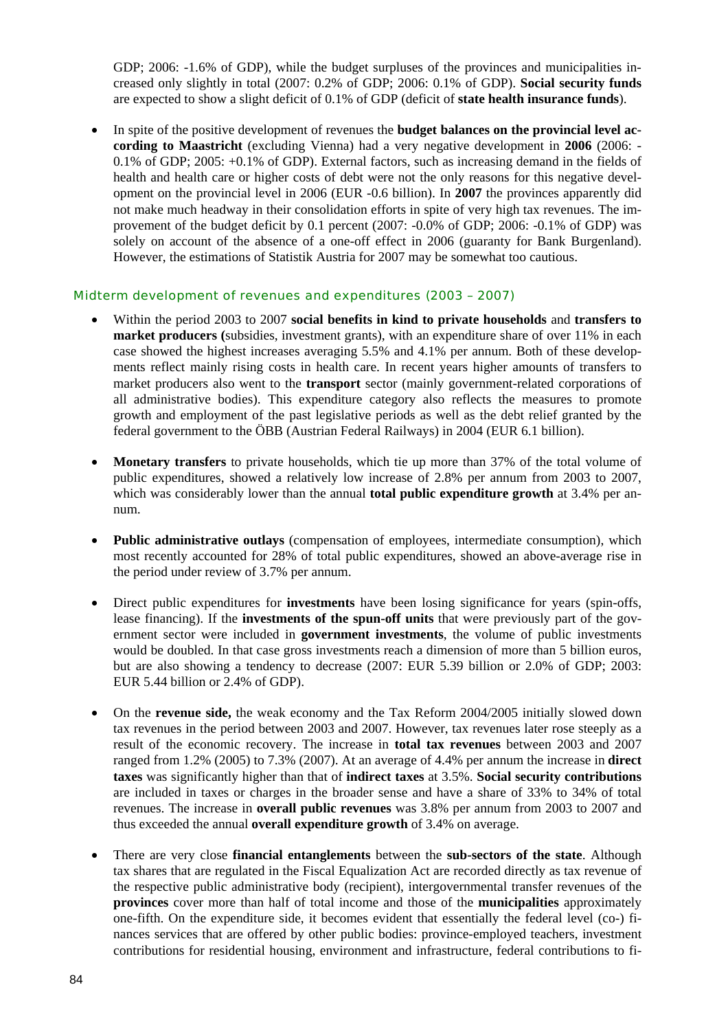GDP; 2006: -1.6% of GDP), while the budget surpluses of the provinces and municipalities increased only slightly in total (2007: 0.2% of GDP; 2006: 0.1% of GDP). **Social security funds** are expected to show a slight deficit of 0.1% of GDP (deficit of **state health insurance funds**).

- In spite of the positive development of revenues the **budget balances on the provincial level according to Maastricht** (excluding Vienna) had a very negative development in **2006** (2006: -0.1% of GDP; 2005: +0.1% of GDP). External factors, such as increasing demand in the fields of health and health care or higher costs of debt were not the only reasons for this negative development on the provincial level in 2006 (EUR -0.6 billion). In **2007** the provinces apparently did not make much headway in their consolidation efforts in spite of very high tax revenues. The improvement of the budget deficit by 0.1 percent (2007: -0.0% of GDP; 2006: -0.1% of GDP) was solely on account of the absence of a one-off effect in 2006 (guaranty for Bank Burgenland). However, the estimations of Statistik Austria for 2007 may be somewhat too cautious.

### Midterm development of revenues and expenditures (2003 – 2007)

- Within the period 2003 to 2007 **social benefits in kind to private households** and **transfers to market producers (**subsidies, investment grants), with an expenditure share of over 11% in each case showed the highest increases averaging 5.5% and 4.1% per annum. Both of these developments reflect mainly rising costs in health care. In recent years higher amounts of transfers to market producers also went to the **transport** sector (mainly government-related corporations of all administrative bodies). This expenditure category also reflects the measures to promote growth and employment of the past legislative periods as well as the debt relief granted by the federal government to the ÖBB (Austrian Federal Railways) in 2004 (EUR 6.1 billion).

- **Monetary transfers** to private households, which tie up more than 37% of the total volume of public expenditures, showed a relatively low increase of 2.8% per annum from 2003 to 2007, which was considerably lower than the annual **total public expenditure growth** at 3.4% per annum.

- **Public administrative outlays** (compensation of employees, intermediate consumption), which most recently accounted for 28% of total public expenditures, showed an above-average rise in the period under review of 3.7% per annum.

- Direct public expenditures for **investments** have been losing significance for years (spin-offs, lease financing). If the **investments of the spun-off units** that were previously part of the government sector were included in **government investments**, the volume of public investments would be doubled. In that case gross investments reach a dimension of more than 5 billion euros, but are also showing a tendency to decrease (2007: EUR 5.39 billion or 2.0% of GDP; 2003: EUR 5.44 billion or 2.4% of GDP).

- On the **revenue side,** the weak economy and the Tax Reform 2004/2005 initially slowed down tax revenues in the period between 2003 and 2007. However, tax revenues later rose steeply as a result of the economic recovery. The increase in **total tax revenues** between 2003 and 2007 ranged from 1.2% (2005) to 7.3% (2007). At an average of 4.4% per annum the increase in **direct taxes** was significantly higher than that of **indirect taxes** at 3.5%. **Social security contributions** are included in taxes or charges in the broader sense and have a share of 33% to 34% of total revenues. The increase in **overall public revenues** was 3.8% per annum from 2003 to 2007 and thus exceeded the annual **overall expenditure growth** of 3.4% on average.

- There are very close **financial entanglements** between the **sub-sectors of the state**. Although tax shares that are regulated in the Fiscal Equalization Act are recorded directly as tax revenue of the respective public administrative body (recipient), intergovernmental transfer revenues of the **provinces** cover more than half of total income and those of the **municipalities** approximately one-fifth. On the expenditure side, it becomes evident that essentially the federal level (co-) finances services that are offered by other public bodies: province-employed teachers, investment contributions for residential housing, environment and infrastructure, federal contributions to fi-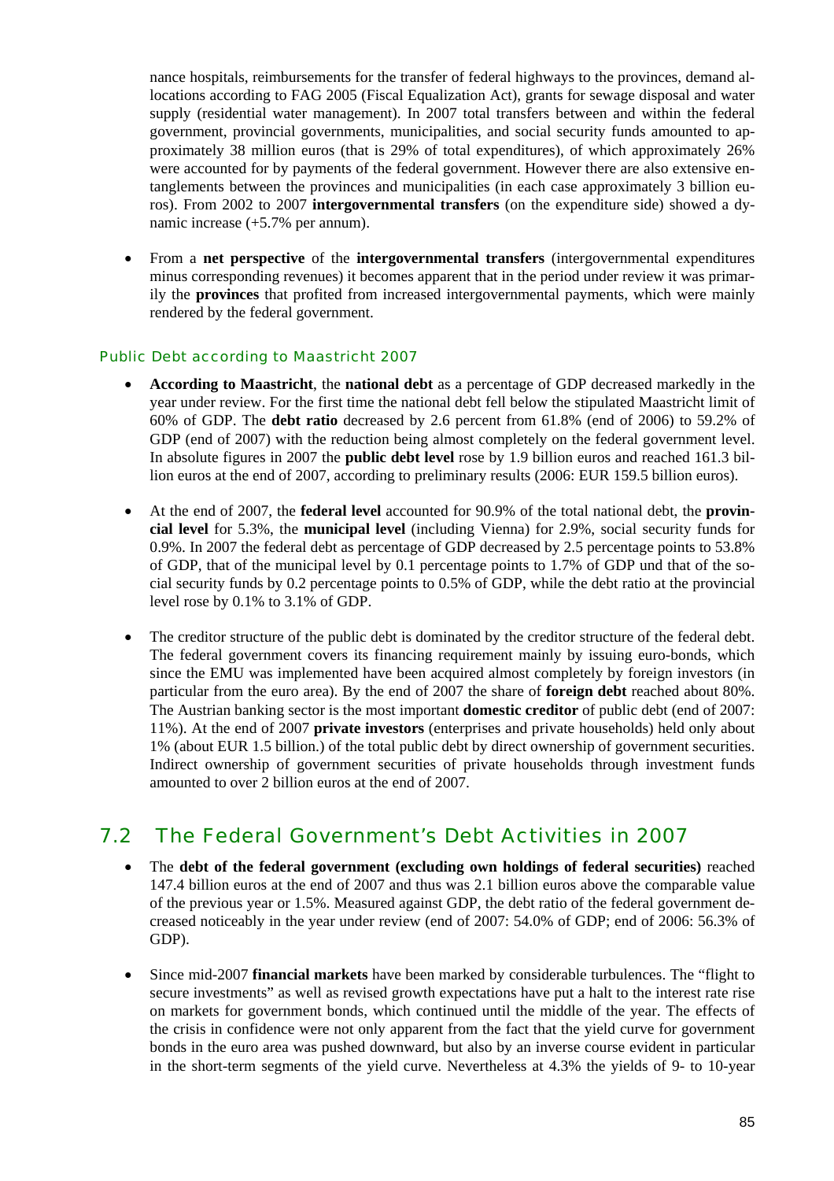nance hospitals, reimbursements for the transfer of federal highways to the provinces, demand allocations according to FAG 2005 (Fiscal Equalization Act), grants for sewage disposal and water supply (residential water management). In 2007 total transfers between and within the federal government, provincial governments, municipalities, and social security funds amounted to approximately 38 million euros (that is 29% of total expenditures), of which approximately 26% were accounted for by payments of the federal government. However there are also extensive entanglements between the provinces and municipalities (in each case approximately 3 billion euros). From 2002 to 2007 **intergovernmental transfers** (on the expenditure side) showed a dynamic increase (+5.7% per annum).

- From a **net perspective** of the **intergovernmental transfers** (intergovernmental expenditures minus corresponding revenues) it becomes apparent that in the period under review it was primarily the **provinces** that profited from increased intergovernmental payments, which were mainly rendered by the federal government.

### Public Debt according to Maastricht 2007

- **According to Maastricht**, the **national debt** as a percentage of GDP decreased markedly in the year under review. For the first time the national debt fell below the stipulated Maastricht limit of 60% of GDP. The **debt ratio** decreased by 2.6 percent from 61.8% (end of 2006) to 59.2% of GDP (end of 2007) with the reduction being almost completely on the federal government level. In absolute figures in 2007 the **public debt level** rose by 1.9 billion euros and reached 161.3 billion euros at the end of 2007, according to preliminary results (2006: EUR 159.5 billion euros).

- At the end of 2007, the **federal level** accounted for 90.9% of the total national debt, the **provincial level** for 5.3%, the **municipal level** (including Vienna) for 2.9%, social security funds for 0.9%. In 2007 the federal debt as percentage of GDP decreased by 2.5 percentage points to 53.8% of GDP, that of the municipal level by 0.1 percentage points to 1.7% of GDP und that of the social security funds by 0.2 percentage points to 0.5% of GDP, while the debt ratio at the provincial level rose by 0.1% to 3.1% of GDP.

- The creditor structure of the public debt is dominated by the creditor structure of the federal debt. The federal government covers its financing requirement mainly by issuing euro-bonds, which since the EMU was implemented have been acquired almost completely by foreign investors (in particular from the euro area). By the end of 2007 the share of **foreign debt** reached about 80%. The Austrian banking sector is the most important **domestic creditor** of public debt (end of 2007: 11%). At the end of 2007 **private investors** (enterprises and private households) held only about 1% (about EUR 1.5 billion.) of the total public debt by direct ownership of government securities. Indirect ownership of government securities of private households through investment funds amounted to over 2 billion euros at the end of 2007.

## 7.2 The Federal Government's Debt Activities in 2007

- The **debt of the federal government (excluding own holdings of federal securities)** reached 147.4 billion euros at the end of 2007 and thus was 2.1 billion euros above the comparable value of the previous year or 1.5%. Measured against GDP, the debt ratio of the federal government decreased noticeably in the year under review (end of 2007: 54.0% of GDP; end of 2006: 56.3% of GDP).

- Since mid-2007 **financial markets** have been marked by considerable turbulences. The "flight to secure investments" as well as revised growth expectations have put a halt to the interest rate rise on markets for government bonds, which continued until the middle of the year. The effects of the crisis in confidence were not only apparent from the fact that the yield curve for government bonds in the euro area was pushed downward, but also by an inverse course evident in particular in the short-term segments of the yield curve. Nevertheless at 4.3% the yields of 9- to 10-year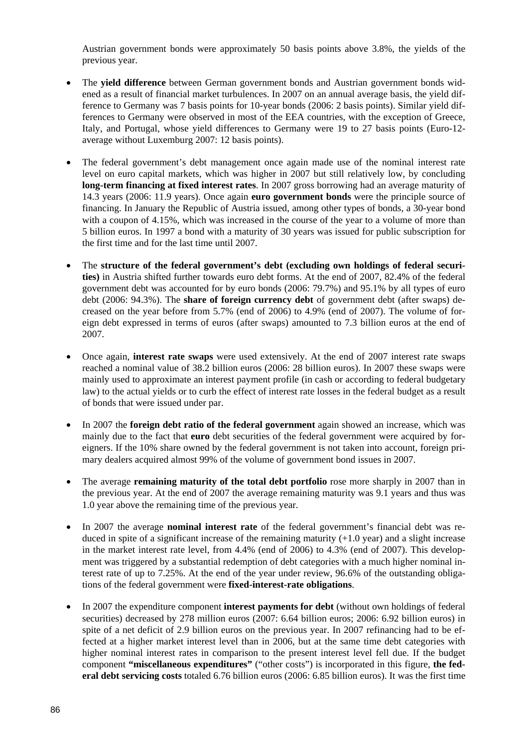Austrian government bonds were approximately 50 basis points above 3.8%, the yields of the previous year.

- The **yield difference** between German government bonds and Austrian government bonds widened as a result of financial market turbulences. In 2007 on an annual average basis, the yield difference to Germany was 7 basis points for 10-year bonds (2006: 2 basis points). Similar yield differences to Germany were observed in most of the EEA countries, with the exception of Greece, Italy, and Portugal, whose yield differences to Germany were 19 to 27 basis points (Euro-12-average without Luxemburg 2007: 12 basis points).

- The federal government's debt management once again made use of the nominal interest rate level on euro capital markets, which was higher in 2007 but still relatively low, by concluding **long-term financing at fixed interest rates**. In 2007 gross borrowing had an average maturity of 14.3 years (2006: 11.9 years). Once again **euro government bonds** were the principle source of financing. In January the Republic of Austria issued, among other types of bonds, a 30-year bond with a coupon of 4.15%, which was increased in the course of the year to a volume of more than 5 billion euros. In 1997 a bond with a maturity of 30 years was issued for public subscription for the first time and for the last time until 2007.

- The **structure of the federal government's debt (excluding own holdings of federal securities)** in Austria shifted further towards euro debt forms. At the end of 2007, 82.4% of the federal government debt was accounted for by euro bonds (2006: 79.7%) and 95.1% by all types of euro debt (2006: 94.3%). The **share of foreign currency debt** of government debt (after swaps) decreased on the year before from 5.7% (end of 2006) to 4.9% (end of 2007). The volume of foreign debt expressed in terms of euros (after swaps) amounted to 7.3 billion euros at the end of 2007.

- Once again, **interest rate swaps** were used extensively. At the end of 2007 interest rate swaps reached a nominal value of 38.2 billion euros (2006: 28 billion euros). In 2007 these swaps were mainly used to approximate an interest payment profile (in cash or according to federal budgetary law) to the actual yields or to curb the effect of interest rate losses in the federal budget as a result of bonds that were issued under par.

- In 2007 the **foreign debt ratio of the federal government** again showed an increase, which was mainly due to the fact that **euro** debt securities of the federal government were acquired by foreigners. If the 10% share owned by the federal government is not taken into account, foreign primary dealers acquired almost 99% of the volume of government bond issues in 2007.

- The average **remaining maturity of the total debt portfolio** rose more sharply in 2007 than in the previous year. At the end of 2007 the average remaining maturity was 9.1 years and thus was 1.0 year above the remaining time of the previous year.

- In 2007 the average **nominal interest rate** of the federal government's financial debt was reduced in spite of a significant increase of the remaining maturity (+1.0 year) and a slight increase in the market interest rate level, from 4.4% (end of 2006) to 4.3% (end of 2007). This development was triggered by a substantial redemption of debt categories with a much higher nominal interest rate of up to 7.25%. At the end of the year under review, 96.6% of the outstanding obligations of the federal government were **fixed-interest-rate obligations**.

- In 2007 the expenditure component **interest payments for debt** (without own holdings of federal securities) decreased by 278 million euros (2007: 6.64 billion euros; 2006: 6.92 billion euros) in spite of a net deficit of 2.9 billion euros on the previous year. In 2007 refinancing had to be effected at a higher market interest level than in 2006, but at the same time debt categories with higher nominal interest rates in comparison to the present interest level fell due. If the budget component **"miscellaneous expenditures"** ("other costs") is incorporated in this figure, **the federal debt servicing costs** totaled 6.76 billion euros (2006: 6.85 billion euros). It was the first time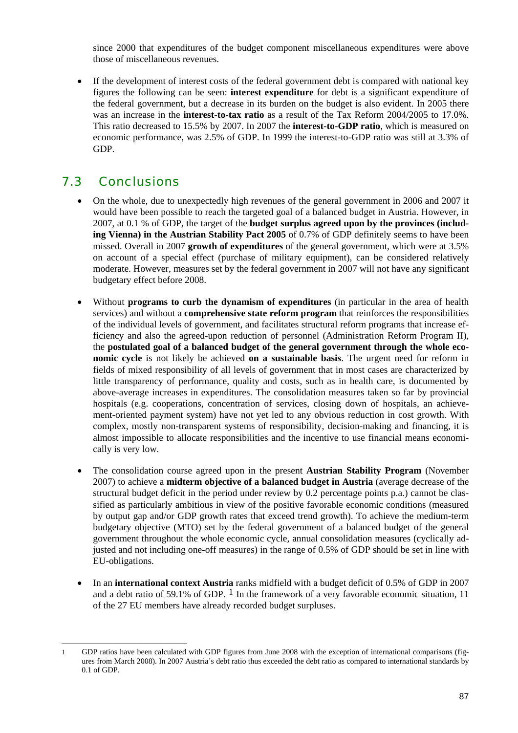since 2000 that expenditures of the budget component miscellaneous expenditures were above those of miscellaneous revenues.

- If the development of interest costs of the federal government debt is compared with national key figures the following can be seen: **interest expenditure** for debt is a significant expenditure of the federal government, but a decrease in its burden on the budget is also evident. In 2005 there was an increase in the **interest-to-tax ratio** as a result of the Tax Reform 2004/2005 to 17.0%. This ratio decreased to 15.5% by 2007. In 2007 the **interest-to-GDP ratio**, which is measured on economic performance, was 2.5% of GDP. In 1999 the interest-to-GDP ratio was still at 3.3% of GDP.

## 7.3 Conclusions

- On the whole, due to unexpectedly high revenues of the general government in 2006 and 2007 it would have been possible to reach the targeted goal of a balanced budget in Austria. However, in 2007, at 0.1 % of GDP, the target of the **budget surplus agreed upon by the provinces (including Vienna) in the Austrian Stability Pact 2005** of 0.7% of GDP definitely seems to have been missed. Overall in 2007 **growth of expenditures** of the general government, which were at 3.5% on account of a special effect (purchase of military equipment), can be considered relatively moderate. However, measures set by the federal government in 2007 will not have any significant budgetary effect before 2008.

- Without **programs to curb the dynamism of expenditures** (in particular in the area of health services) and without a **comprehensive state reform program** that reinforces the responsibilities of the individual levels of government, and facilitates structural reform programs that increase efficiency and also the agreed-upon reduction of personnel (Administration Reform Program II), the **postulated goal of a balanced budget of the general government through the whole economic cycle** is not likely be achieved **on a sustainable basis**. The urgent need for reform in fields of mixed responsibility of all levels of government that in most cases are characterized by little transparency of performance, quality and costs, such as in health care, is documented by above-average increases in expenditures. The consolidation measures taken so far by provincial hospitals (e.g. cooperations, concentration of services, closing down of hospitals, an achievement-oriented payment system) have not yet led to any obvious reduction in cost growth. With complex, mostly non-transparent systems of responsibility, decision-making and financing, it is almost impossible to allocate responsibilities and the incentive to use financial means economically is very low.

- The consolidation course agreed upon in the present **Austrian Stability Program** (November 2007) to achieve a **midterm objective of a balanced budget in Austria** (average decrease of the structural budget deficit in the period under review by 0.2 percentage points p.a.) cannot be classified as particularly ambitious in view of the positive favorable economic conditions (measured by output gap and/or GDP growth rates that exceed trend growth). To achieve the medium-term budgetary objective (MTO) set by the federal government of a balanced budget of the general government throughout the whole economic cycle, annual consolidation measures (cyclically adjusted and not including one-off measures) in the range of 0.5% of GDP should be set in line with EU-obligations.

- In an **international context Austria** ranks midfield with a budget deficit of 0.5% of GDP in 2007 and a debt ratio of 59.1% of GDP. [1] In the framework of a very favorable economic situation, 11 of the 27 EU members have already recorded budget surpluses.

---

1 GDP ratios have been calculated with GDP figures from June 2008 with the exception of international comparisons (figures from March 2008). In 2007 Austria's debt ratio thus exceeded the debt ratio as compared to international standards by 0.1 of GDP.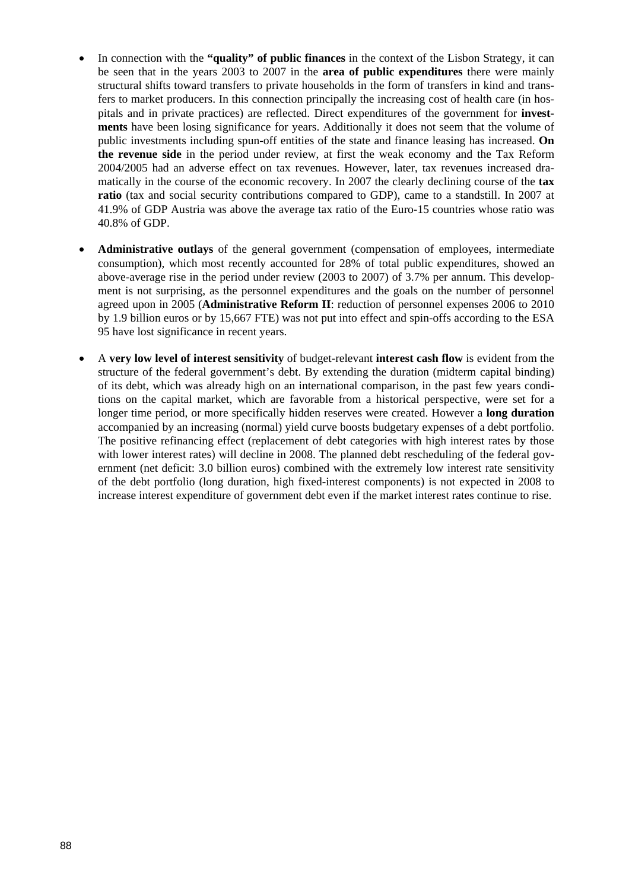- In connection with the **"quality" of public finances** in the context of the Lisbon Strategy, it can be seen that in the years 2003 to 2007 in the **area of public expenditures** there were mainly structural shifts toward transfers to private households in the form of transfers in kind and transfers to market producers. In this connection principally the increasing cost of health care (in hospitals and in private practices) are reflected. Direct expenditures of the government for **investments** have been losing significance for years. Additionally it does not seem that the volume of public investments including spun-off entities of the state and finance leasing has increased. **On the revenue side** in the period under review, at first the weak economy and the Tax Reform 2004/2005 had an adverse effect on tax revenues. However, later, tax revenues increased dramatically in the course of the economic recovery. In 2007 the clearly declining course of the **tax ratio** (tax and social security contributions compared to GDP), came to a standstill. In 2007 at 41.9% of GDP Austria was above the average tax ratio of the Euro-15 countries whose ratio was 40.8% of GDP.

- **Administrative outlays** of the general government (compensation of employees, intermediate consumption), which most recently accounted for 28% of total public expenditures, showed an above-average rise in the period under review (2003 to 2007) of 3.7% per annum. This development is not surprising, as the personnel expenditures and the goals on the number of personnel agreed upon in 2005 (**Administrative Reform II**: reduction of personnel expenses 2006 to 2010 by 1.9 billion euros or by 15,667 FTE) was not put into effect and spin-offs according to the ESA 95 have lost significance in recent years.

- A **very low level of interest sensitivity** of budget-relevant **interest cash flow** is evident from the structure of the federal government's debt. By extending the duration (midterm capital binding) of its debt, which was already high on an international comparison, in the past few years conditions on the capital market, which are favorable from a historical perspective, were set for a longer time period, or more specifically hidden reserves were created. However a **long duration** accompanied by an increasing (normal) yield curve boosts budgetary expenses of a debt portfolio. The positive refinancing effect (replacement of debt categories with high interest rates by those with lower interest rates) will decline in 2008. The planned debt rescheduling of the federal government (net deficit: 3.0 billion euros) combined with the extremely low interest rate sensitivity of the debt portfolio (long duration, high fixed-interest components) is not expected in 2008 to increase interest expenditure of government debt even if the market interest rates continue to rise.